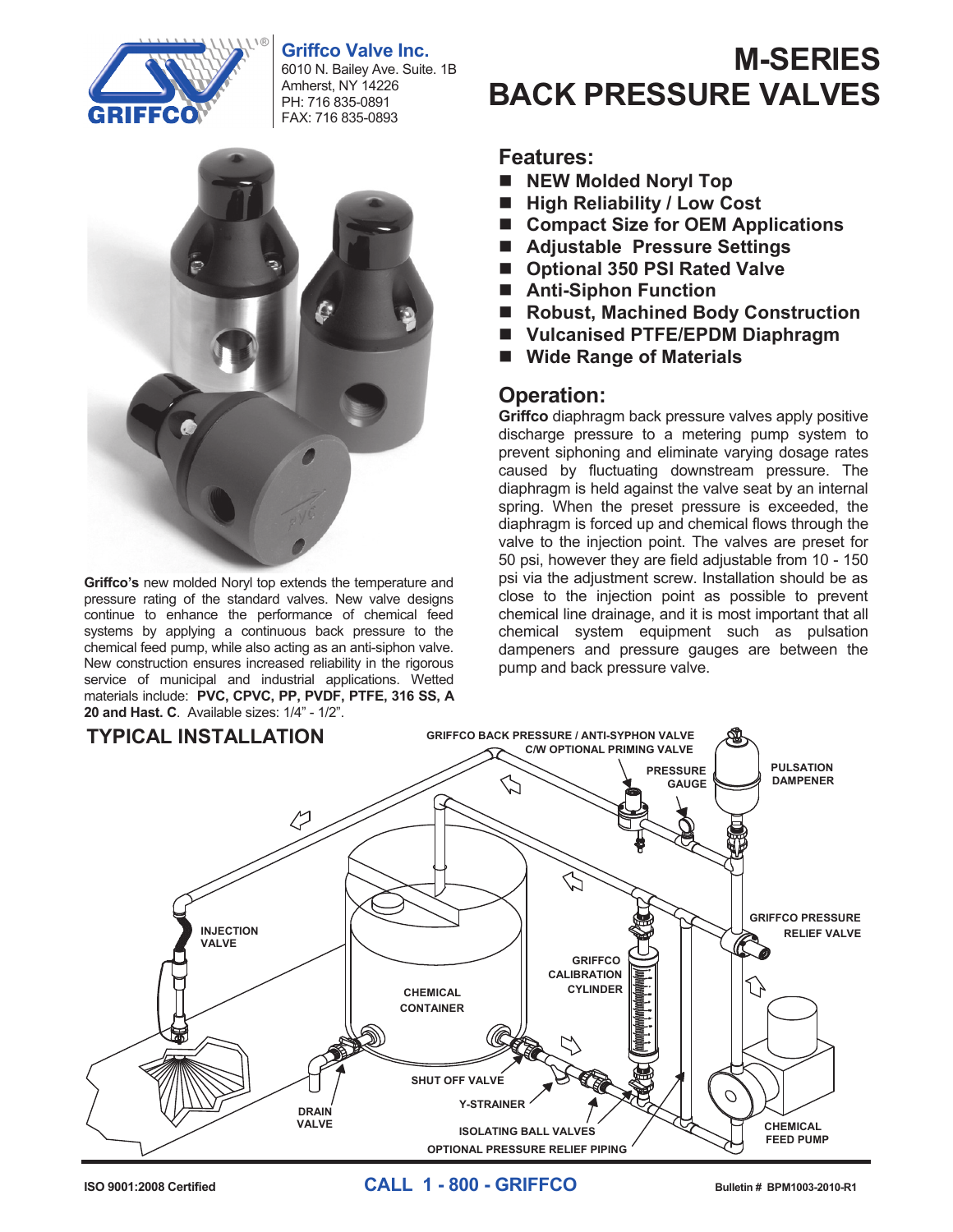**Griffco Valve Inc.**
6010 N. Bailey Ave. Suite. 1B
Amherst, NY 14226
PH: 716 835-0891
FAX: 716 835-0893

# M-SERIES BACK PRESSURE VALVES

**Griffco's** new molded Noryl top extends the temperature and pressure rating of the standard valves. New valve designs continue to enhance the performance of chemical feed systems by applying a continuous back pressure to the chemical feed pump, while also acting as an anti-siphon valve. New construction ensures increased reliability in the rigorous service of municipal and industrial applications. Wetted materials include: **PVC, CPVC, PP, PVDF, PTFE, 316 SS, A 20 and Hast. C**. Available sizes: 1/4" - 1/2".

## Features:

- **NEW Molded Noryl Top**
- **High Reliability / Low Cost**
- **Compact Size for OEM Applications**
- **Adjustable Pressure Settings**
- **Optional 350 PSI Rated Valve**
- **Anti-Siphon Function**
- **Robust, Machined Body Construction**
- **Vulcanised PTFE/EPDM Diaphragm**
- **Wide Range of Materials**

## Operation:

**Griffco** diaphragm back pressure valves apply positive discharge pressure to a metering pump system to prevent siphoning and eliminate varying dosage rates caused by fluctuating downstream pressure. The diaphragm is held against the valve seat by an internal spring. When the preset pressure is exceeded, the diaphragm is forced up and chemical flows through the valve to the injection point. The valves are preset for 50 psi, however they are field adjustable from 10 - 150 psi via the adjustment screw. Installation should be as close to the injection point as possible to prevent chemical line drainage, and it is most important that all chemical system equipment such as pulsation dampeners and pressure gauges are between the pump and back pressure valve.

## TYPICAL INSTALLATION

GRIFFCO BACK PRESSURE / ANTI-SYPHON VALVE C/W OPTIONAL PRIMING VALVE
PRESSURE GAUGE
PULSATION DAMPENER
GRIFFCO PRESSURE RELIEF VALVE
INJECTION VALVE
GRIFFCO CALIBRATION CYLINDER
CHEMICAL CONTAINER
SHUT OFF VALVE
Y-STRAINER
DRAIN VALVE
ISOLATING BALL VALVES
OPTIONAL PRESSURE RELIEF PIPING
CHEMICAL FEED PUMP

ISO 9001:2008 Certified

**CALL 1 - 800 - GRIFFCO**

Bulletin # BPM1003-2010-R1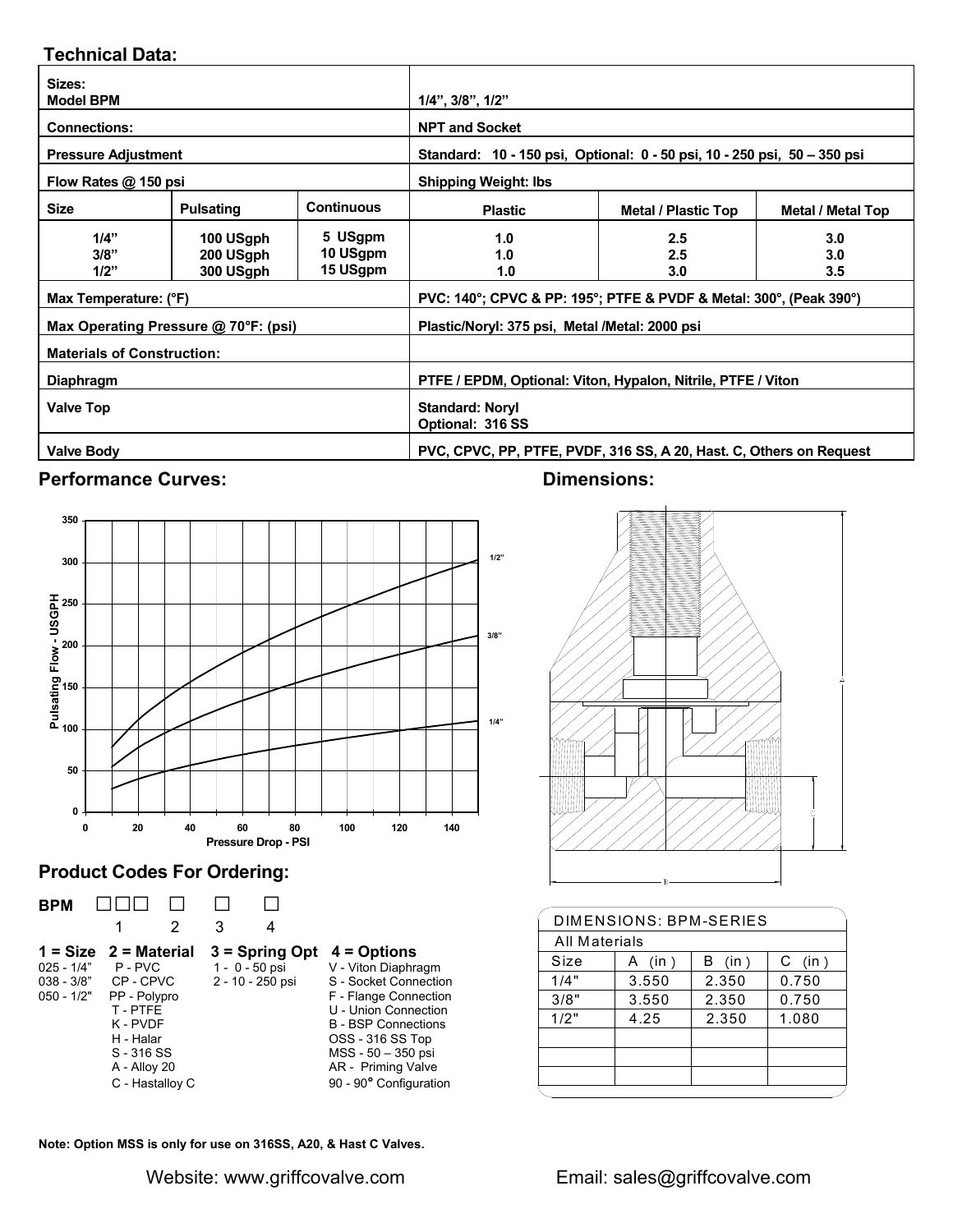## Technical Data:

| | | | | | |
|---|---|---|---|---|---|
| **Sizes:** **Model BPM** | | | **1/4", 3/8", 1/2"** | | |
| **Connections:** | | | **NPT and Socket** | | |
| **Pressure Adjustment** | | | **Standard: 10 - 150 psi, Optional: 0 - 50 psi, 10 - 250 psi, 50 – 350 psi** | | |
| **Flow Rates @ 150 psi** | | | **Shipping Weight: lbs** | | |
| **Size** | **Pulsating** | **Continuous** | **Plastic** | **Metal / Plastic Top** | **Metal / Metal Top** |
| **1/4"** **3/8"** **1/2"** | **100 USgph** **200 USgph** **300 USgph** | **5 USgpm** **10 USgpm** **15 USgpm** | **1.0** **1.0** **1.0** | **2.5** **2.5** **3.0** | **3.0** **3.0** **3.5** |
| **Max Temperature: (°F)** | | | **PVC: 140°; CPVC & PP: 195°; PTFE & PVDF & Metal: 300°, (Peak 390°)** | | |
| **Max Operating Pressure @ 70°F: (psi)** | | | **Plastic/Noryl: 375 psi, Metal /Metal: 2000 psi** | | |
| **Materials of Construction:** | | | | | |
| **Diaphragm** | | | **PTFE / EPDM, Optional: Viton, Hypalon, Nitrile, PTFE / Viton** | | |
| **Valve Top** | | | **Standard: Noryl** **Optional: 316 SS** | | |
| **Valve Body** | | | **PVC, CPVC, PP, PTFE, PVDF, 316 SS, A 20, Hast. C, Others on Request** | | |

## Performance Curves:

Pulsating Flow - USGPH

350
300
250
200
150
100
50
0

0 20 40 60 80 100 120 140

Pressure Drop - PSI

1/2"
3/8"
1/4"

## Dimensions:

A
B
C

| DIMENSIONS: BPM-SERIES | | | |
|---|---|---|---|
| All Materials | | | |
| Size | A (in) | B (in) | C (in) |
| 1/4" | 3.550 | 2.350 | 0.750 |
| 3/8" | 3.550 | 2.350 | 0.750 |
| 1/2" | 4.25 | 2.350 | 1.080 |

## Product Codes For Ordering:

**BPM** □□□ □ □ □

1 2 3 4

| **1 = Size** | **2 = Material** | **3 = Spring Opt** | **4 = Options** |
|---|---|---|---|
| 025 - 1/4" | P - PVC | 1 - 0 - 50 psi | V - Viton Diaphragm |
| 038 - 3/8" | CP - CPVC | 2 - 10 - 250 psi | S - Socket Connection |
| 050 - 1/2" | PP - Polypro | | F - Flange Connection |
| | T - PTFE | | U - Union Connection |
| | K - PVDF | | B - BSP Connections |
| | H - Halar | | OSS - 316 SS Top |
| | S - 316 SS | | MSS - 50 – 350 psi |
| | A - Alloy 20 | | AR - Priming Valve |
| | C - Hastalloy C | | 90 - 90° Configuration |

**Note: Option MSS is only for use on 316SS, A20, & Hast C Valves.**

Website: www.griffcovalve.com Email: sales@griffcovalve.com